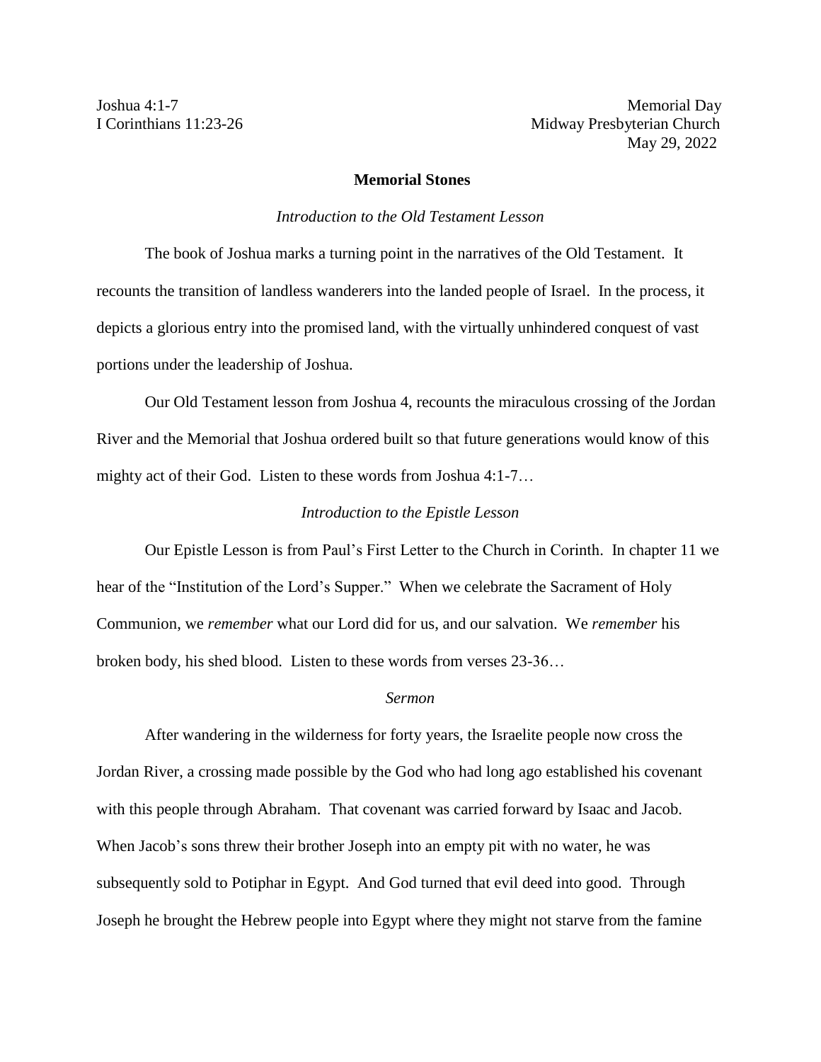Joshua 4:1-7
I Corinthians 11:23-26

Memorial Day
Midway Presbyterian Church
May 29, 2022

**Memorial Stones**

*Introduction to the Old Testament Lesson*

The book of Joshua marks a turning point in the narratives of the Old Testament. It recounts the transition of landless wanderers into the landed people of Israel. In the process, it depicts a glorious entry into the promised land, with the virtually unhindered conquest of vast portions under the leadership of Joshua.

Our Old Testament lesson from Joshua 4, recounts the miraculous crossing of the Jordan River and the Memorial that Joshua ordered built so that future generations would know of this mighty act of their God. Listen to these words from Joshua 4:1-7…

*Introduction to the Epistle Lesson*

Our Epistle Lesson is from Paul's First Letter to the Church in Corinth. In chapter 11 we hear of the "Institution of the Lord's Supper." When we celebrate the Sacrament of Holy Communion, we *remember* what our Lord did for us, and our salvation. We *remember* his broken body, his shed blood. Listen to these words from verses 23-36…

*Sermon*

After wandering in the wilderness for forty years, the Israelite people now cross the Jordan River, a crossing made possible by the God who had long ago established his covenant with this people through Abraham. That covenant was carried forward by Isaac and Jacob. When Jacob's sons threw their brother Joseph into an empty pit with no water, he was subsequently sold to Potiphar in Egypt. And God turned that evil deed into good. Through Joseph he brought the Hebrew people into Egypt where they might not starve from the famine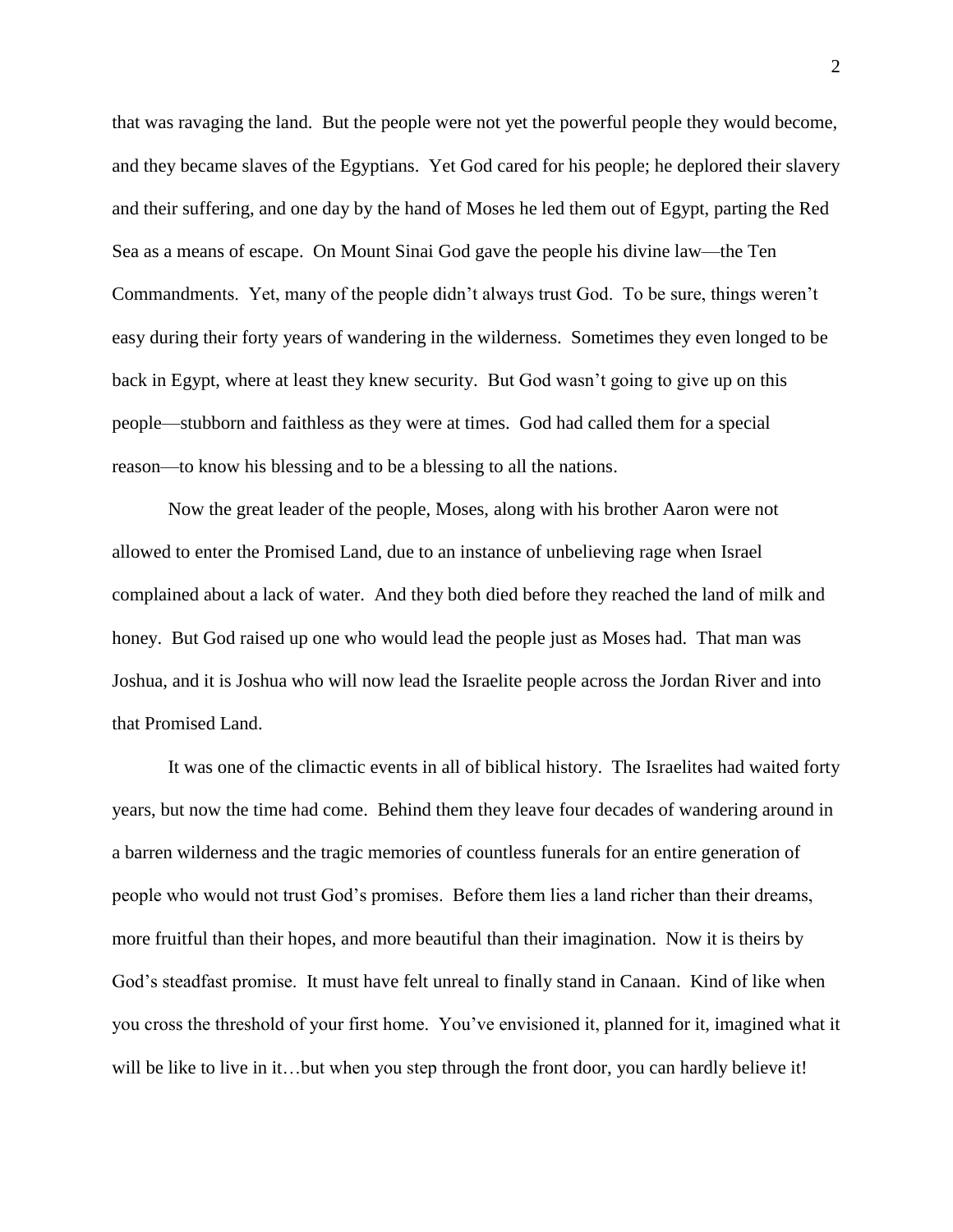that was ravaging the land. But the people were not yet the powerful people they would become, and they became slaves of the Egyptians. Yet God cared for his people; he deplored their slavery and their suffering, and one day by the hand of Moses he led them out of Egypt, parting the Red Sea as a means of escape. On Mount Sinai God gave the people his divine law—the Ten Commandments. Yet, many of the people didn't always trust God. To be sure, things weren't easy during their forty years of wandering in the wilderness. Sometimes they even longed to be back in Egypt, where at least they knew security. But God wasn't going to give up on this people—stubborn and faithless as they were at times. God had called them for a special reason—to know his blessing and to be a blessing to all the nations.

Now the great leader of the people, Moses, along with his brother Aaron were not allowed to enter the Promised Land, due to an instance of unbelieving rage when Israel complained about a lack of water. And they both died before they reached the land of milk and honey. But God raised up one who would lead the people just as Moses had. That man was Joshua, and it is Joshua who will now lead the Israelite people across the Jordan River and into that Promised Land.

It was one of the climactic events in all of biblical history. The Israelites had waited forty years, but now the time had come. Behind them they leave four decades of wandering around in a barren wilderness and the tragic memories of countless funerals for an entire generation of people who would not trust God's promises. Before them lies a land richer than their dreams, more fruitful than their hopes, and more beautiful than their imagination. Now it is theirs by God's steadfast promise. It must have felt unreal to finally stand in Canaan. Kind of like when you cross the threshold of your first home. You've envisioned it, planned for it, imagined what it will be like to live in it…but when you step through the front door, you can hardly believe it!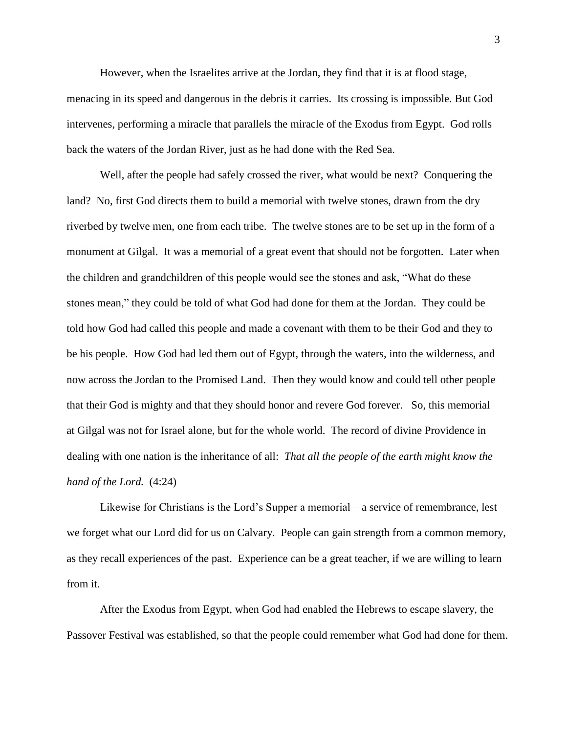However, when the Israelites arrive at the Jordan, they find that it is at flood stage, menacing in its speed and dangerous in the debris it carries. Its crossing is impossible. But God intervenes, performing a miracle that parallels the miracle of the Exodus from Egypt. God rolls back the waters of the Jordan River, just as he had done with the Red Sea.

Well, after the people had safely crossed the river, what would be next? Conquering the land? No, first God directs them to build a memorial with twelve stones, drawn from the dry riverbed by twelve men, one from each tribe. The twelve stones are to be set up in the form of a monument at Gilgal. It was a memorial of a great event that should not be forgotten. Later when the children and grandchildren of this people would see the stones and ask, "What do these stones mean," they could be told of what God had done for them at the Jordan. They could be told how God had called this people and made a covenant with them to be their God and they to be his people. How God had led them out of Egypt, through the waters, into the wilderness, and now across the Jordan to the Promised Land. Then they would know and could tell other people that their God is mighty and that they should honor and revere God forever. So, this memorial at Gilgal was not for Israel alone, but for the whole world. The record of divine Providence in dealing with one nation is the inheritance of all: *That all the people of the earth might know the hand of the Lord.* (4:24)

Likewise for Christians is the Lord's Supper a memorial—a service of remembrance, lest we forget what our Lord did for us on Calvary. People can gain strength from a common memory, as they recall experiences of the past. Experience can be a great teacher, if we are willing to learn from it.

After the Exodus from Egypt, when God had enabled the Hebrews to escape slavery, the Passover Festival was established, so that the people could remember what God had done for them.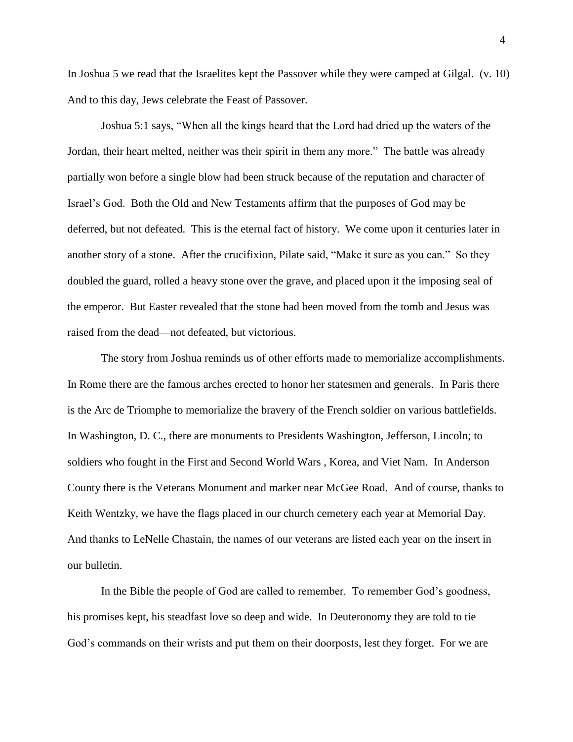In Joshua 5 we read that the Israelites kept the Passover while they were camped at Gilgal. (v. 10) And to this day, Jews celebrate the Feast of Passover.

Joshua 5:1 says, “When all the kings heard that the Lord had dried up the waters of the Jordan, their heart melted, neither was their spirit in them any more.” The battle was already partially won before a single blow had been struck because of the reputation and character of Israel’s God. Both the Old and New Testaments affirm that the purposes of God may be deferred, but not defeated. This is the eternal fact of history. We come upon it centuries later in another story of a stone. After the crucifixion, Pilate said, “Make it sure as you can.” So they doubled the guard, rolled a heavy stone over the grave, and placed upon it the imposing seal of the emperor. But Easter revealed that the stone had been moved from the tomb and Jesus was raised from the dead—not defeated, but victorious.

The story from Joshua reminds us of other efforts made to memorialize accomplishments. In Rome there are the famous arches erected to honor her statesmen and generals. In Paris there is the Arc de Triomphe to memorialize the bravery of the French soldier on various battlefields. In Washington, D. C., there are monuments to Presidents Washington, Jefferson, Lincoln; to soldiers who fought in the First and Second World Wars , Korea, and Viet Nam. In Anderson County there is the Veterans Monument and marker near McGee Road. And of course, thanks to Keith Wentzky, we have the flags placed in our church cemetery each year at Memorial Day. And thanks to LeNelle Chastain, the names of our veterans are listed each year on the insert in our bulletin.

In the Bible the people of God are called to remember. To remember God’s goodness, his promises kept, his steadfast love so deep and wide. In Deuteronomy they are told to tie God’s commands on their wrists and put them on their doorposts, lest they forget. For we are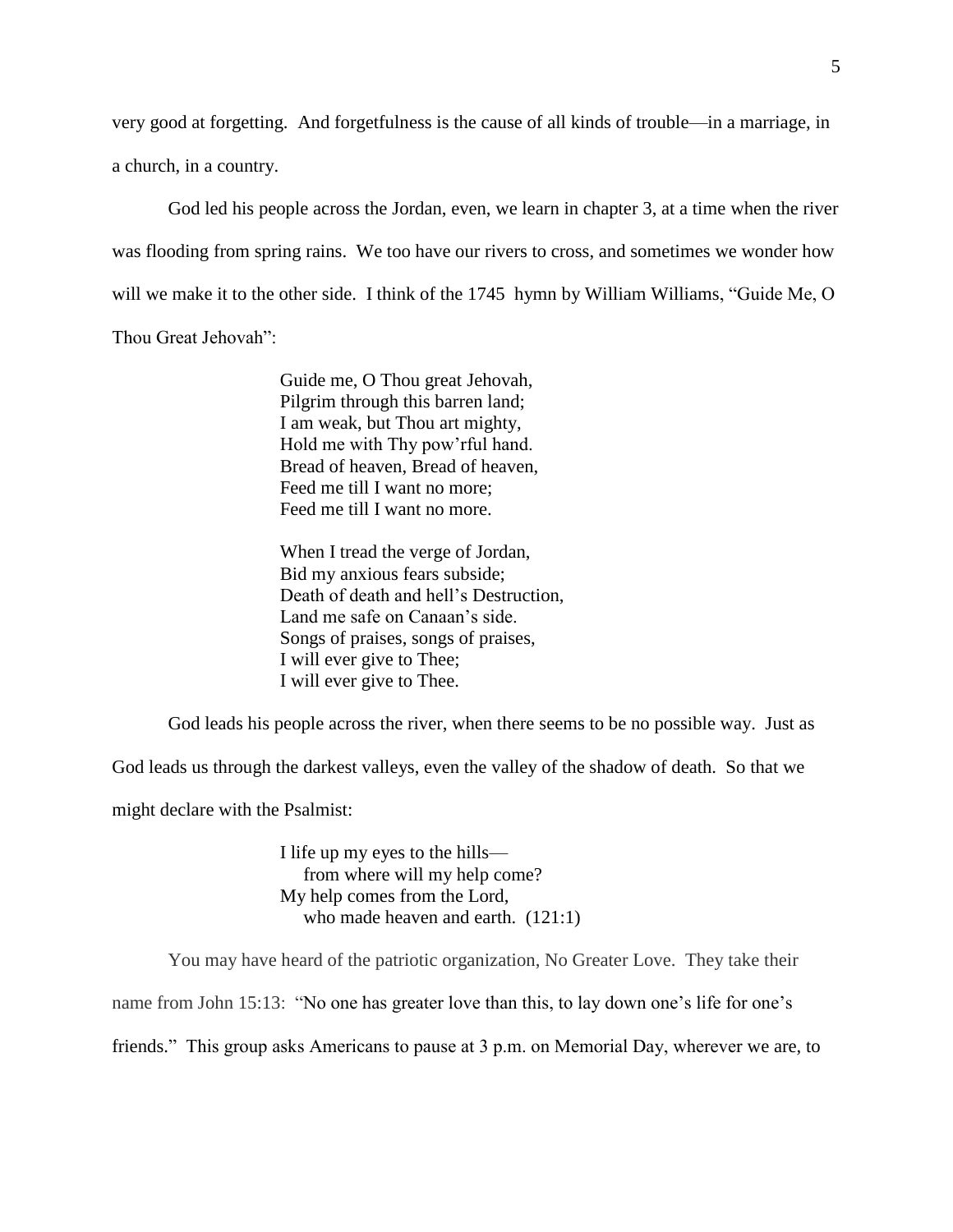very good at forgetting. And forgetfulness is the cause of all kinds of trouble—in a marriage, in a church, in a country.

God led his people across the Jordan, even, we learn in chapter 3, at a time when the river was flooding from spring rains. We too have our rivers to cross, and sometimes we wonder how will we make it to the other side. I think of the 1745 hymn by William Williams, "Guide Me, O Thou Great Jehovah":

> Guide me, O Thou great Jehovah,
> Pilgrim through this barren land;
> I am weak, but Thou art mighty,
> Hold me with Thy pow'rful hand.
> Bread of heaven, Bread of heaven,
> Feed me till I want no more;
> Feed me till I want no more.
>
> When I tread the verge of Jordan,
> Bid my anxious fears subside;
> Death of death and hell's Destruction,
> Land me safe on Canaan's side.
> Songs of praises, songs of praises,
> I will ever give to Thee;
> I will ever give to Thee.

God leads his people across the river, when there seems to be no possible way. Just as God leads us through the darkest valleys, even the valley of the shadow of death. So that we might declare with the Psalmist:

> I life up my eyes to the hills—
> from where will my help come?
> My help comes from the Lord,
> who made heaven and earth. (121:1)

You may have heard of the patriotic organization, No Greater Love. They take their name from John 15:13: "No one has greater love than this, to lay down one's life for one's friends." This group asks Americans to pause at 3 p.m. on Memorial Day, wherever we are, to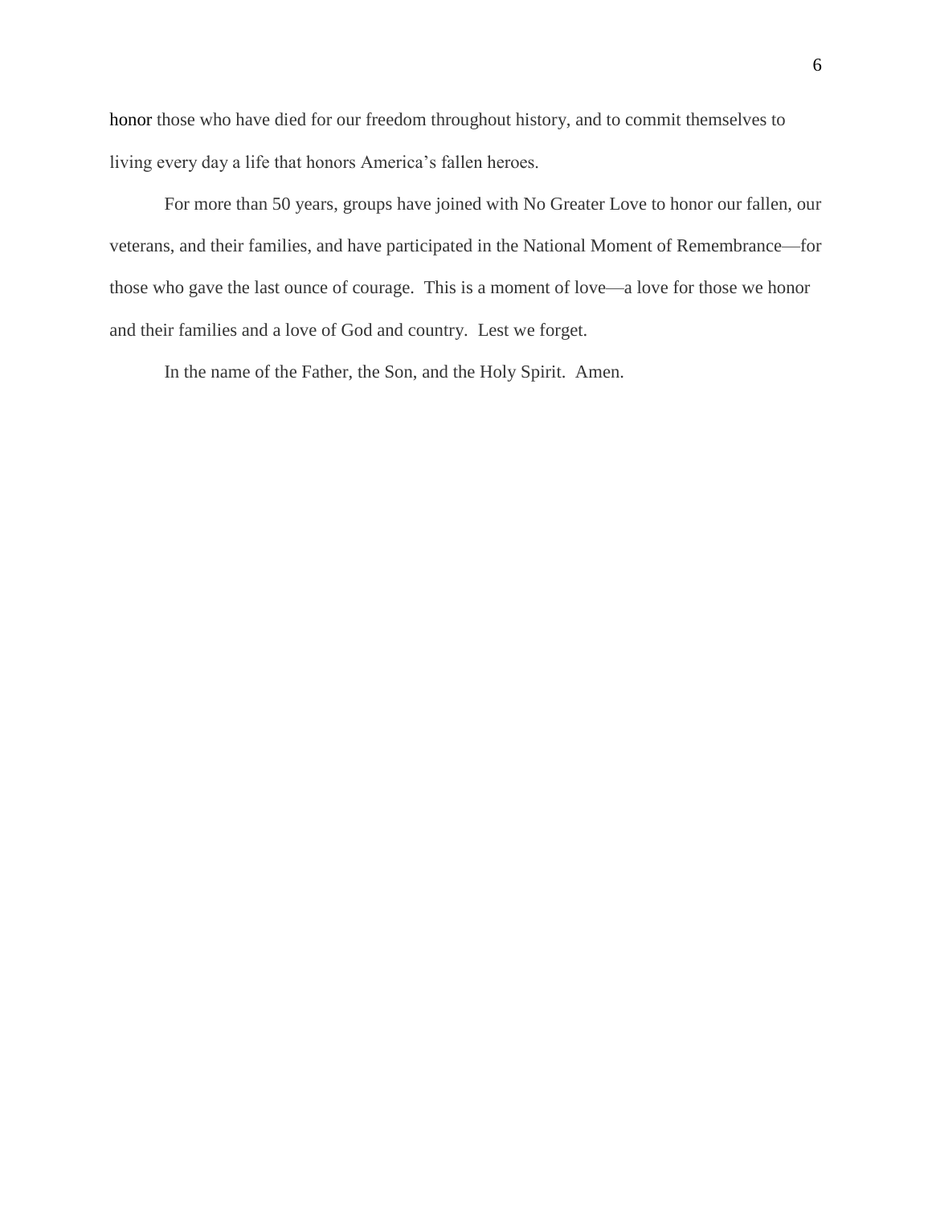honor those who have died for our freedom throughout history, and to commit themselves to living every day a life that honors America's fallen heroes.

For more than 50 years, groups have joined with No Greater Love to honor our fallen, our veterans, and their families, and have participated in the National Moment of Remembrance—for those who gave the last ounce of courage. This is a moment of love—a love for those we honor and their families and a love of God and country. Lest we forget.

In the name of the Father, the Son, and the Holy Spirit. Amen.